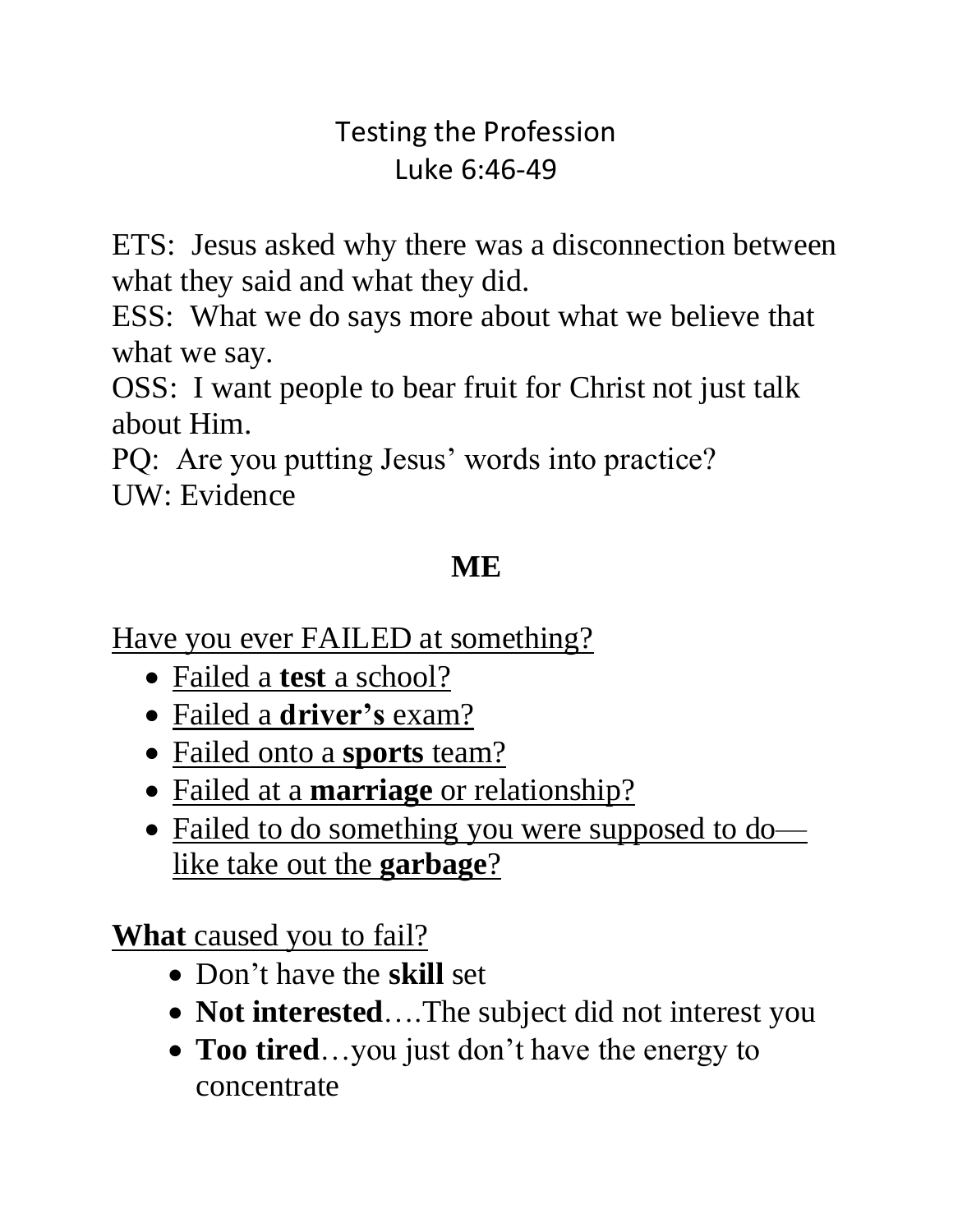# Testing the Profession
## Luke 6:46-49

ETS: Jesus asked why there was a disconnection between what they said and what they did.
ESS: What we do says more about what we believe that what we say.
OSS: I want people to bear fruit for Christ not just talk about Him.
PQ: Are you putting Jesus' words into practice?
UW: Evidence

## ME

<u>Have you ever FAILED at something?</u>

- <u>Failed a **test** a school?</u>
- <u>Failed a **driver's** exam?</u>
- <u>Failed onto a **sports** team?</u>
- <u>Failed at a **marriage** or relationship?</u>
- <u>Failed to do something you were supposed to do—like take out the **garbage**?</u>

<u>**What** caused you to fail?</u>

- Don't have the **skill** set
- **Not interested**….The subject did not interest you
- **Too tired**…you just don't have the energy to concentrate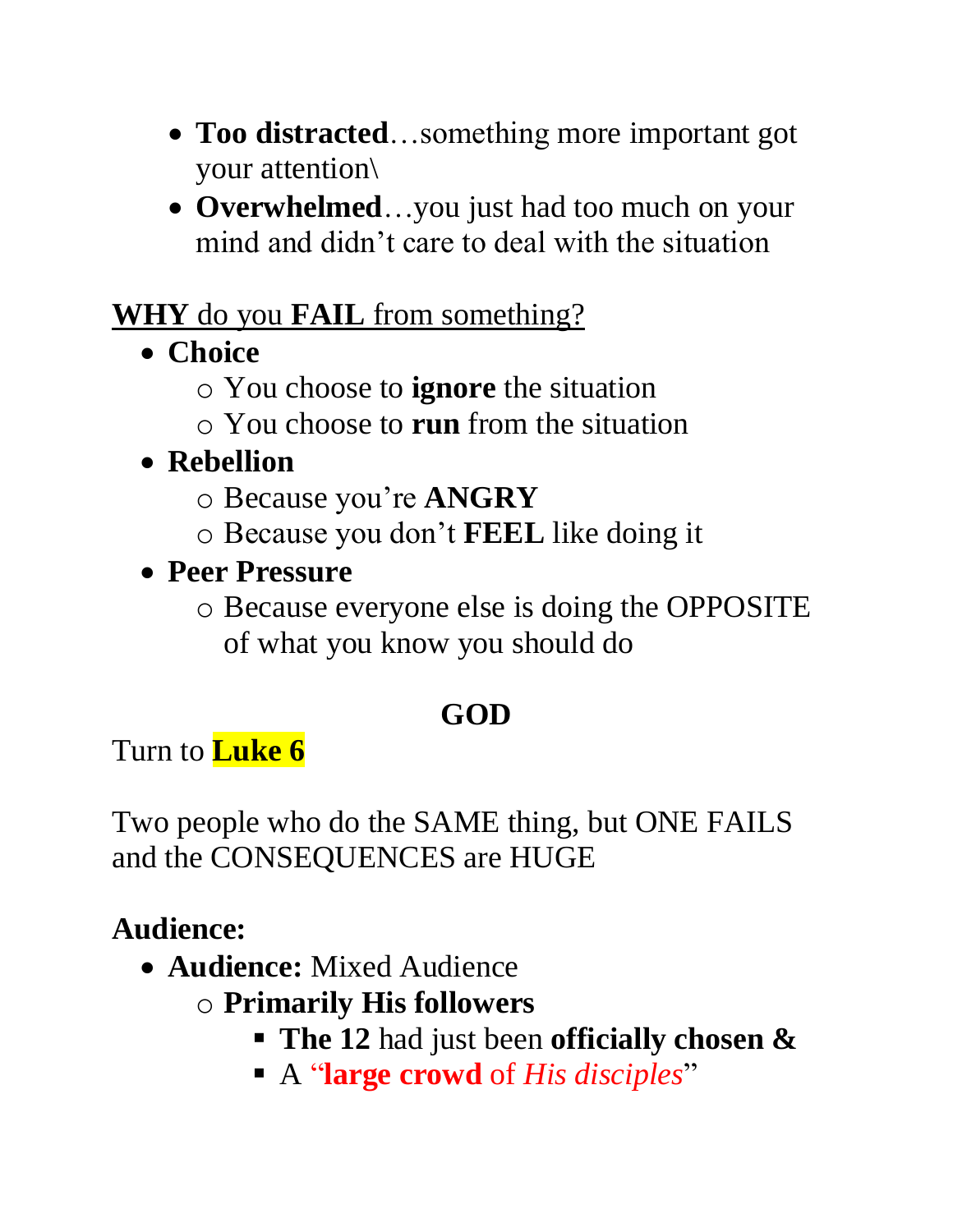- **Too distracted**…something more important got your attention\
- **Overwhelmed**…you just had too much on your mind and didn't care to deal with the situation

<u>**WHY** do you **FAIL** from something?</u>

- **Choice**
  - You choose to **ignore** the situation
  - You choose to **run** from the situation
- **Rebellion**
  - Because you're **ANGRY**
  - Because you don't **FEEL** like doing it
- **Peer Pressure**
  - Because everyone else is doing the OPPOSITE of what you know you should do

## GOD

Turn to **Luke 6**

Two people who do the SAME thing, but ONE FAILS and the CONSEQUENCES are HUGE

**Audience:**

- **Audience:** Mixed Audience
  - **Primarily His followers**
    - **The 12** had just been **officially chosen &**
    - A "**large crowd** of *His disciples*"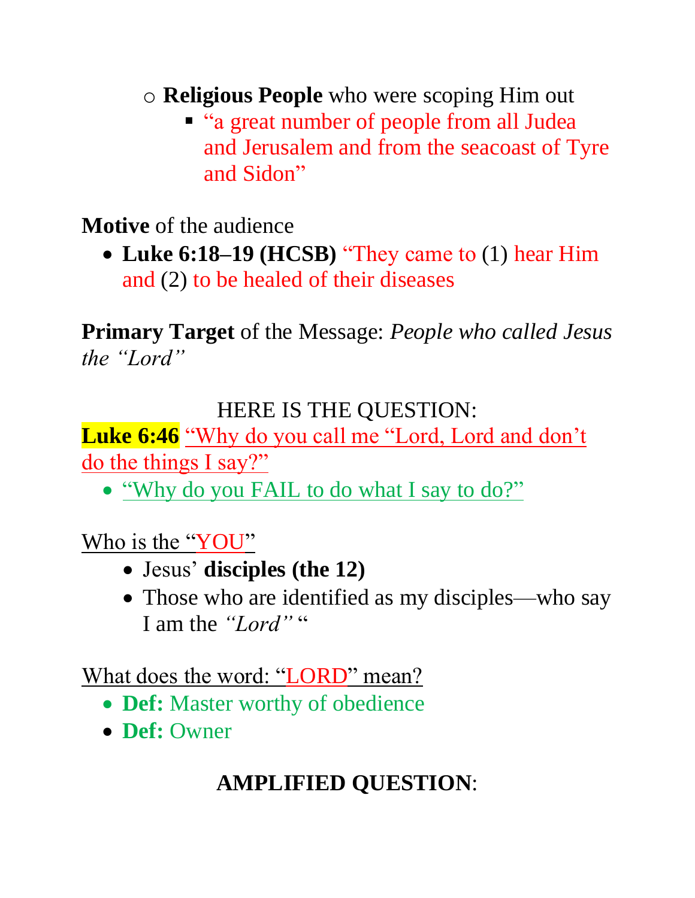- **Religious People** who were scoping Him out
  - "a great number of people from all Judea and Jerusalem and from the seacoast of Tyre and Sidon"

**Motive** of the audience

- **Luke 6:18–19 (HCSB)** "They came to (1) hear Him and (2) to be healed of their diseases

**Primary Target** of the Message: *People who called Jesus the "Lord"*

HERE IS THE QUESTION:

**Luke 6:46** "Why do you call me "Lord, Lord and don't do the things I say?"

- "Why do you FAIL to do what I say to do?"

Who is the "YOU"

- Jesus' **disciples (the 12)**
- Those who are identified as my disciples—who say I am the *"Lord"* "

What does the word: "LORD" mean?

- **Def:** Master worthy of obedience
- **Def:** Owner

**AMPLIFIED QUESTION**: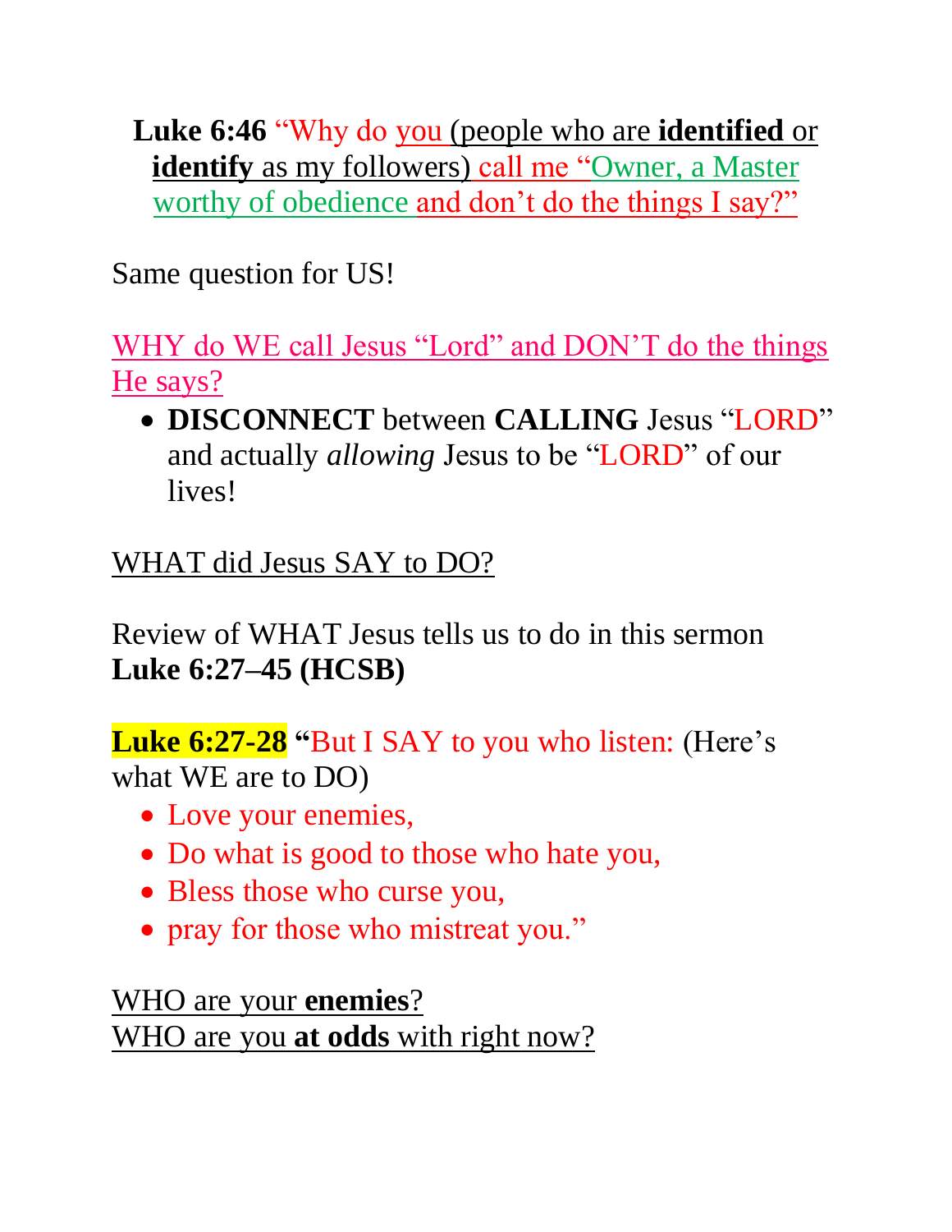**Luke 6:46** "Why do you (people who are **identified** or **identify** as my followers) call me "Owner, a Master worthy of obedience and don't do the things I say?"

Same question for US!

WHY do WE call Jesus "Lord" and DON'T do the things He says?

- **DISCONNECT** between **CALLING** Jesus "LORD" and actually *allowing* Jesus to be "LORD" of our lives!

WHAT did Jesus SAY to DO?

Review of WHAT Jesus tells us to do in this sermon **Luke 6:27–45 (HCSB)**

**Luke 6:27-28** **"**But I SAY to you who listen: (Here's what WE are to DO)

- Love your enemies,
- Do what is good to those who hate you,
- Bless those who curse you,
- pray for those who mistreat you."

WHO are your **enemies**?
WHO are you **at odds** with right now?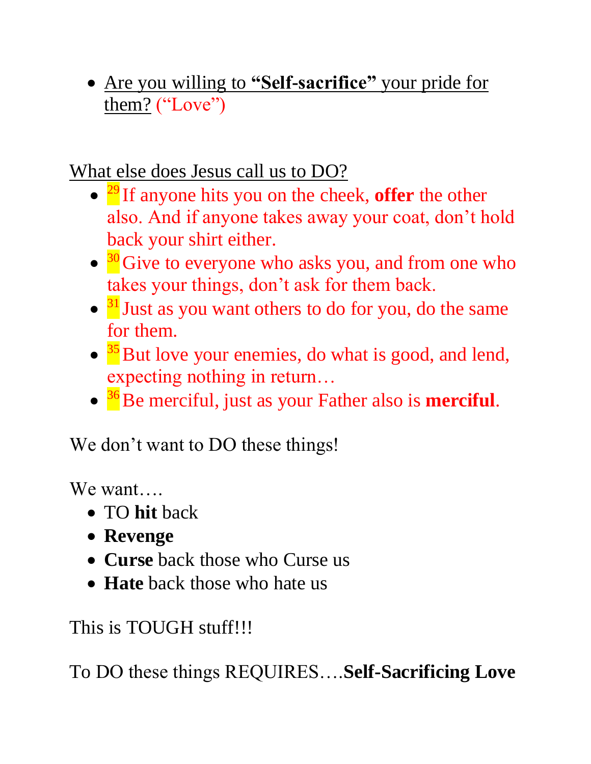- Are you willing to **"Self-sacrifice"** your pride for them? ("Love")

What else does Jesus call us to DO?

- [29] If anyone hits you on the cheek, **offer** the other also. And if anyone takes away your coat, don't hold back your shirt either.
- [30] Give to everyone who asks you, and from one who takes your things, don't ask for them back.
- [31] Just as you want others to do for you, do the same for them.
- [35] But love your enemies, do what is good, and lend, expecting nothing in return…
- [36] Be merciful, just as your Father also is **merciful**.

We don't want to DO these things!

We want….

- TO **hit** back
- **Revenge**
- **Curse** back those who Curse us
- **Hate** back those who hate us

This is TOUGH stuff!!!

To DO these things REQUIRES….**Self-Sacrificing Love**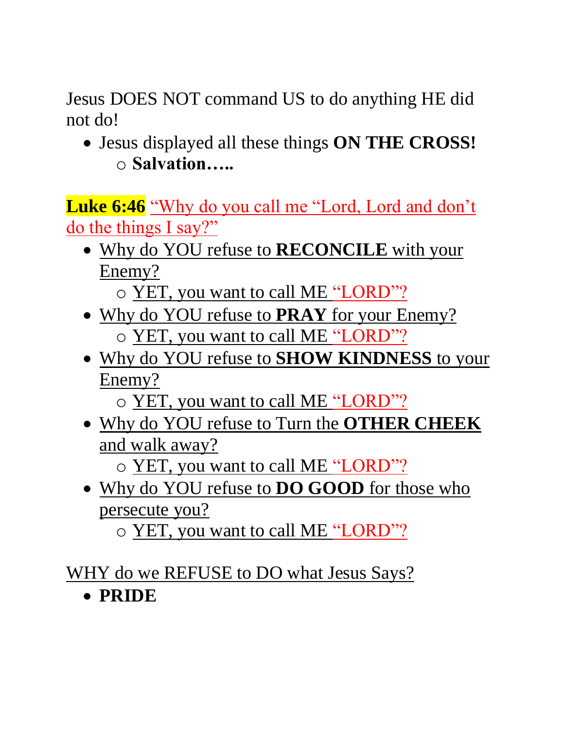Jesus DOES NOT command US to do anything HE did not do!

- Jesus displayed all these things **ON THE CROSS!**
  - **Salvation…..**

**Luke 6:46** "Why do you call me "Lord, Lord and don't do the things I say?"

- Why do YOU refuse to **RECONCILE** with your Enemy?
  - YET, you want to call ME "LORD"?
- Why do YOU refuse to **PRAY** for your Enemy?
  - YET, you want to call ME "LORD"?
- Why do YOU refuse to **SHOW KINDNESS** to your Enemy?
  - YET, you want to call ME "LORD"?
- Why do YOU refuse to Turn the **OTHER CHEEK** and walk away?
  - YET, you want to call ME "LORD"?
- Why do YOU refuse to **DO GOOD** for those who persecute you?
  - YET, you want to call ME "LORD"?

WHY do we REFUSE to DO what Jesus Says?

- **PRIDE**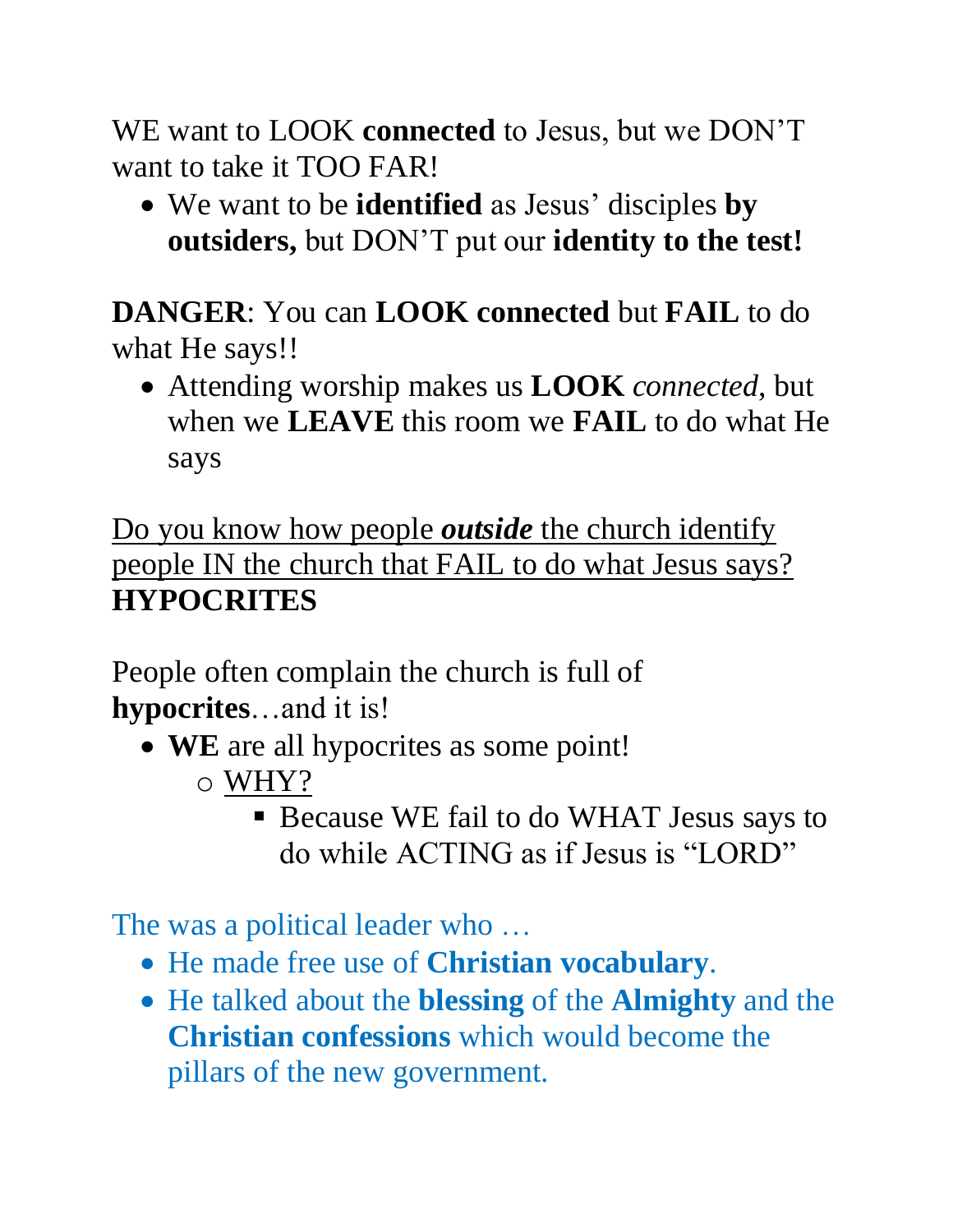WE want to LOOK **connected** to Jesus, but we DON'T want to take it TOO FAR!

- We want to be **identified** as Jesus' disciples **by outsiders,** but DON'T put our **identity to the test!**

**DANGER**: You can **LOOK connected** but **FAIL** to do what He says!!

- Attending worship makes us **LOOK** *connected*, but when we **LEAVE** this room we **FAIL** to do what He says

<u>Do you know how people ***outside*** the church identify people IN the church that FAIL to do what Jesus says?</u>
**HYPOCRITES**

People often complain the church is full of **hypocrites**…and it is!

- **WE** are all hypocrites as some point!
    - <u>WHY?</u>
        - Because WE fail to do WHAT Jesus says to do while ACTING as if Jesus is "LORD"

The was a political leader who …

- He made free use of **Christian vocabulary**.
- He talked about the **blessing** of the **Almighty** and the **Christian confessions** which would become the pillars of the new government.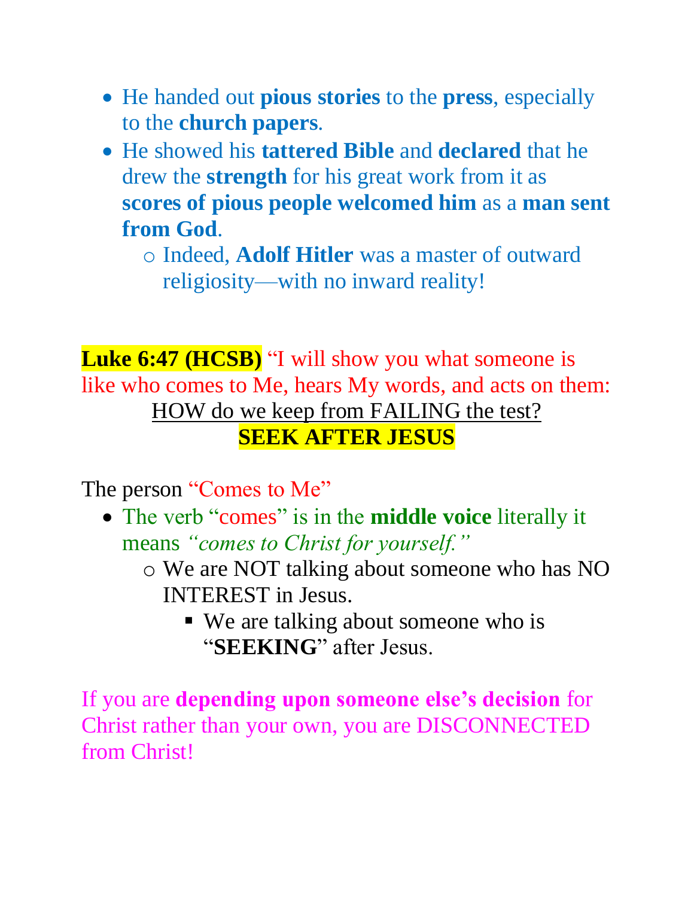- He handed out **pious stories** to the **press**, especially to the **church papers**.
- He showed his **tattered Bible** and **declared** that he drew the **strength** for his great work from it as **scores of pious people welcomed him** as a **man sent from God**.
  - Indeed, **Adolf Hitler** was a master of outward religiosity—with no inward reality!

**Luke 6:47 (HCSB)** "I will show you what someone is like who comes to Me, hears My words, and acts on them:

HOW do we keep from FAILING the test?

**SEEK AFTER JESUS**

The person "Comes to Me"

- The verb "comes" is in the **middle voice** literally it means *"comes to Christ for yourself."*
  - We are NOT talking about someone who has NO INTEREST in Jesus.
    - We are talking about someone who is "**SEEKING**" after Jesus.

If you are **depending upon someone else's decision** for Christ rather than your own, you are DISCONNECTED from Christ!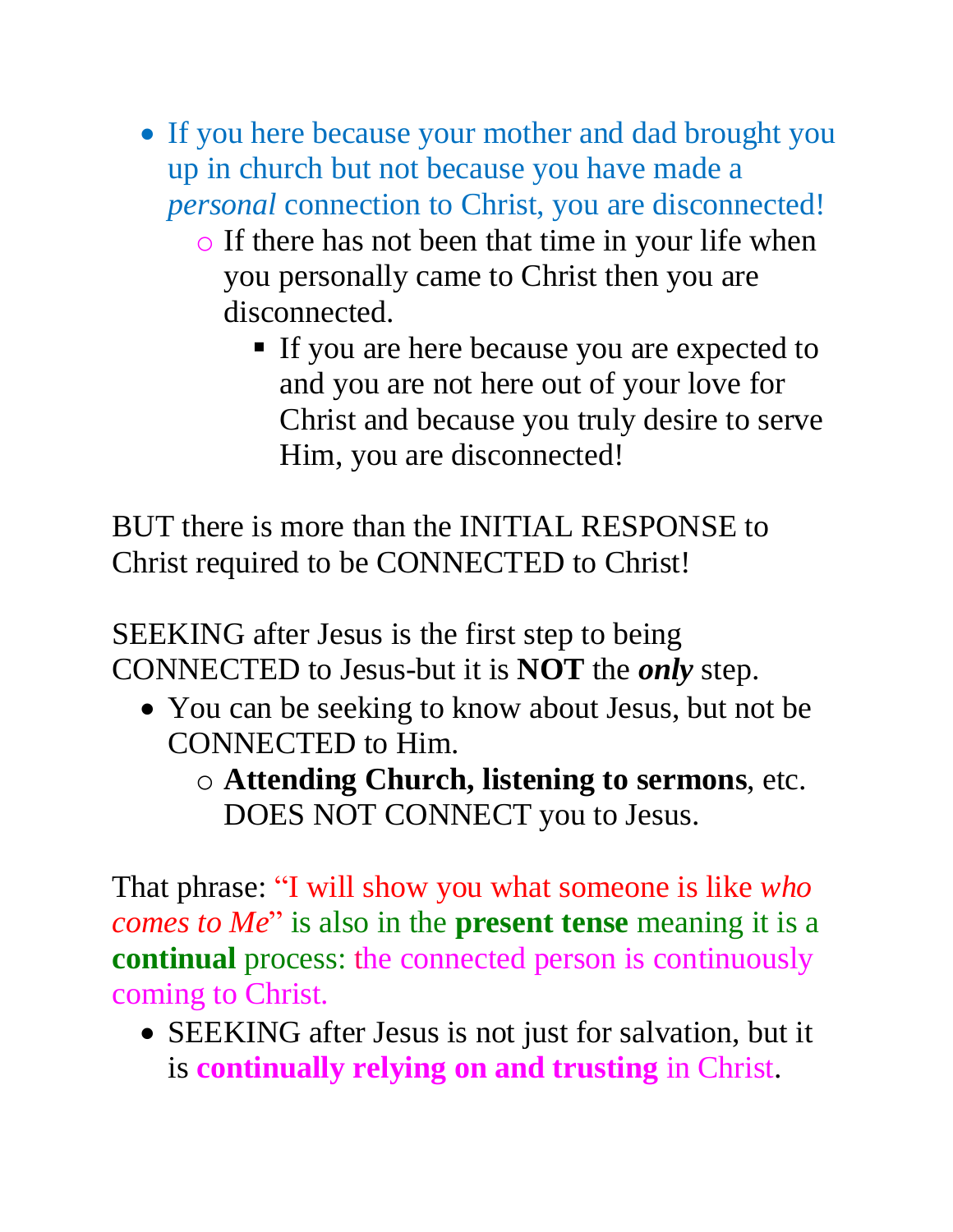- If you here because your mother and dad brought you up in church but not because you have made a *personal* connection to Christ, you are disconnected!
    - If there has not been that time in your life when you personally came to Christ then you are disconnected.
        - If you are here because you are expected to and you are not here out of your love for Christ and because you truly desire to serve Him, you are disconnected!

BUT there is more than the INITIAL RESPONSE to Christ required to be CONNECTED to Christ!

SEEKING after Jesus is the first step to being CONNECTED to Jesus-but it is **NOT** the ***only*** step.

- You can be seeking to know about Jesus, but not be CONNECTED to Him.
    - **Attending Church, listening to sermons**, etc. DOES NOT CONNECT you to Jesus.

That phrase: "I will show you what someone is like *who comes to Me*" is also in the **present tense** meaning it is a **continual** process: the connected person is continuously coming to Christ.

- SEEKING after Jesus is not just for salvation, but it is **continually relying on and trusting** in Christ.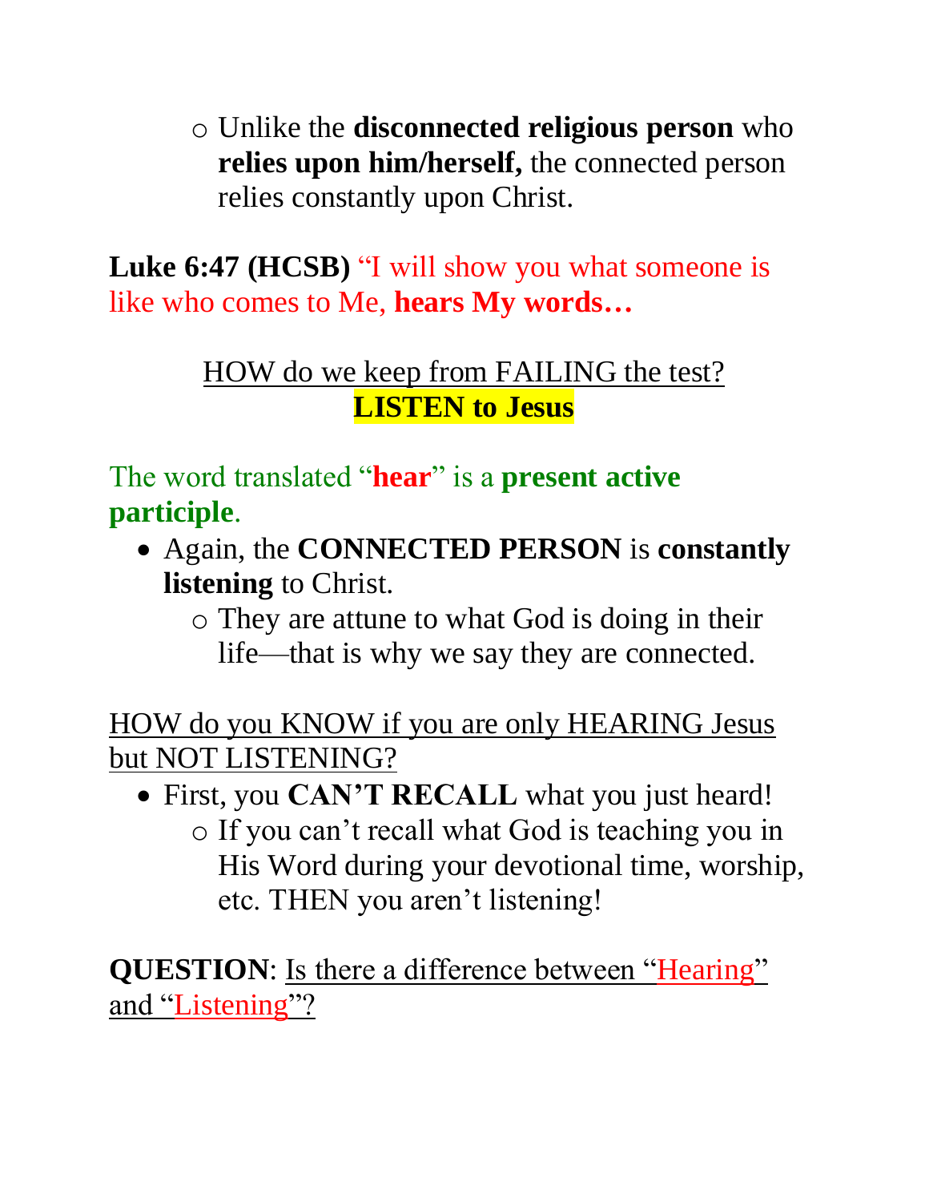- Unlike the **disconnected religious person** who **relies upon him/herself,** the connected person relies constantly upon Christ.

**Luke 6:47 (HCSB)** "I will show you what someone is like who comes to Me, **hears My words…**

<u>HOW do we keep from FAILING the test?</u>
**LISTEN to Jesus**

The word translated "**hear**" is a **present active participle**.

- Again, the **CONNECTED PERSON** is **constantly listening** to Christ.
  - They are attune to what God is doing in their life—that is why we say they are connected.

<u>HOW do you KNOW if you are only HEARING Jesus but NOT LISTENING?</u>

- First, you **CAN'T RECALL** what you just heard!
  - If you can't recall what God is teaching you in His Word during your devotional time, worship, etc. THEN you aren't listening!

**QUESTION**: <u>Is there a difference between "Hearing" and "Listening"?</u>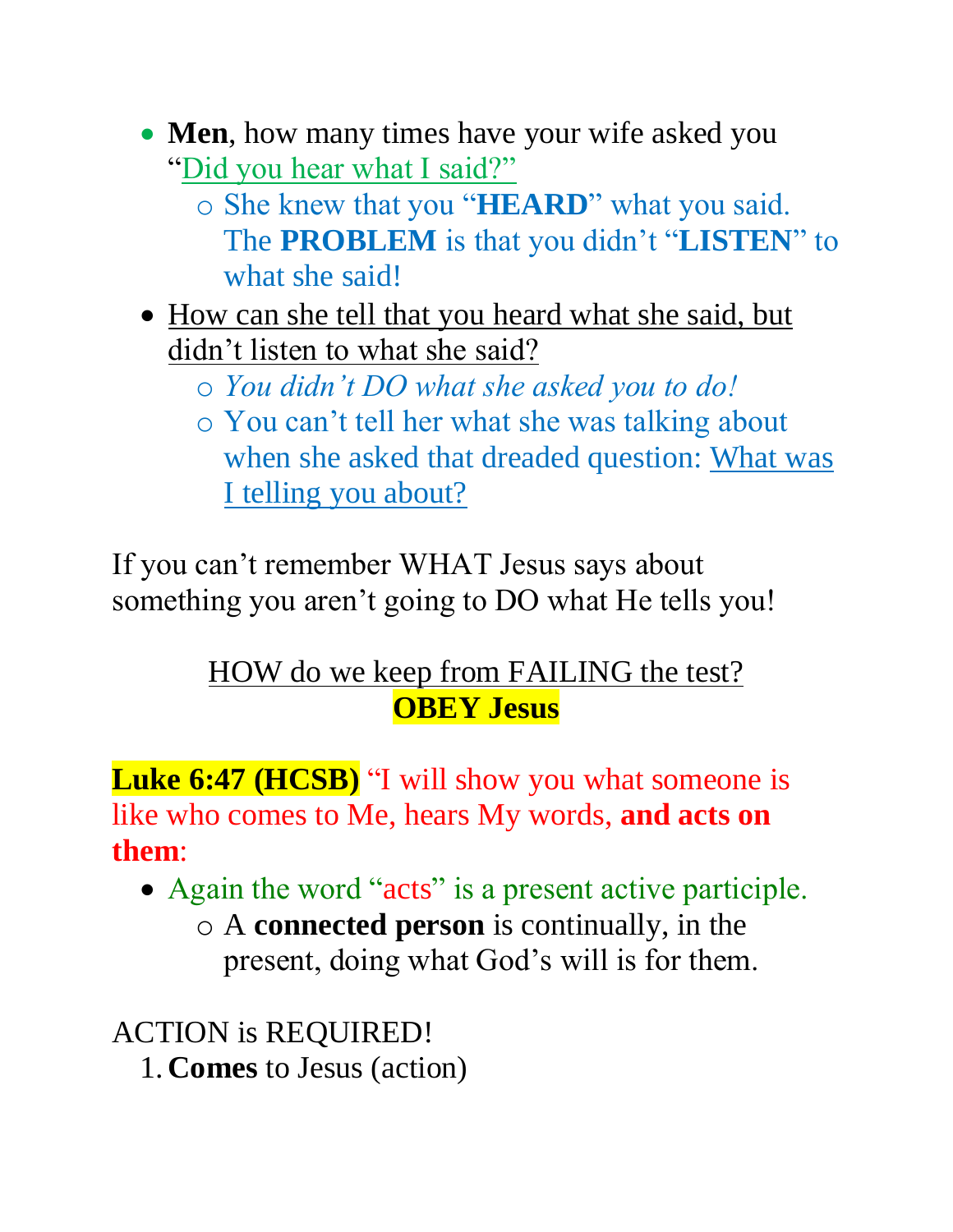- **Men**, how many times have your wife asked you "Did you hear what I said?"
    - She knew that you "**HEARD**" what you said. The **PROBLEM** is that you didn't "**LISTEN**" to what she said!
- How can she tell that you heard what she said, but didn't listen to what she said?
    - *You didn't DO what she asked you to do!*
    - You can't tell her what she was talking about when she asked that dreaded question: What was I telling you about?

If you can't remember WHAT Jesus says about something you aren't going to DO what He tells you!

HOW do we keep from FAILING the test?
**OBEY Jesus**

**Luke 6:47 (HCSB)** "I will show you what someone is like who comes to Me, hears My words, **and acts on them**:

- Again the word "acts" is a present active participle.
    - A **connected person** is continually, in the present, doing what God's will is for them.

ACTION is REQUIRED!

1. **Comes** to Jesus (action)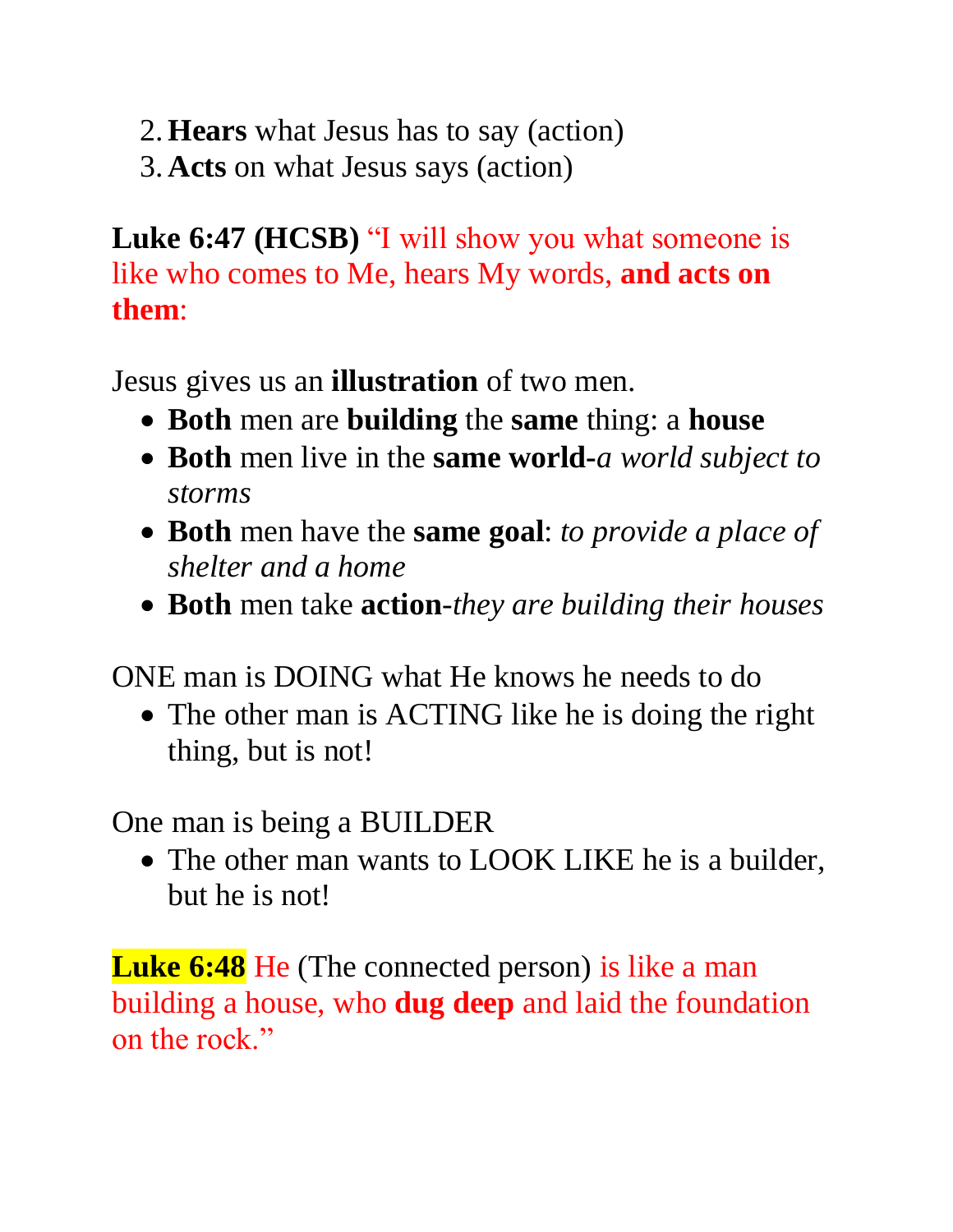2. **Hears** what Jesus has to say (action)
3. **Acts** on what Jesus says (action)

**Luke 6:47 (HCSB)** "I will show you what someone is like who comes to Me, hears My words, **and acts on them**:

Jesus gives us an **illustration** of two men.

- **Both** men are **building** the **same** thing: a **house**
- **Both** men live in the **same world**-*a world subject to storms*
- **Both** men have the **same goal**: *to provide a place of shelter and a home*
- **Both** men take **action**-*they are building their houses*

ONE man is DOING what He knows he needs to do

- The other man is ACTING like he is doing the right thing, but is not!

One man is being a BUILDER

- The other man wants to LOOK LIKE he is a builder, but he is not!

**Luke 6:48** He (The connected person) is like a man building a house, who **dug deep** and laid the foundation on the rock."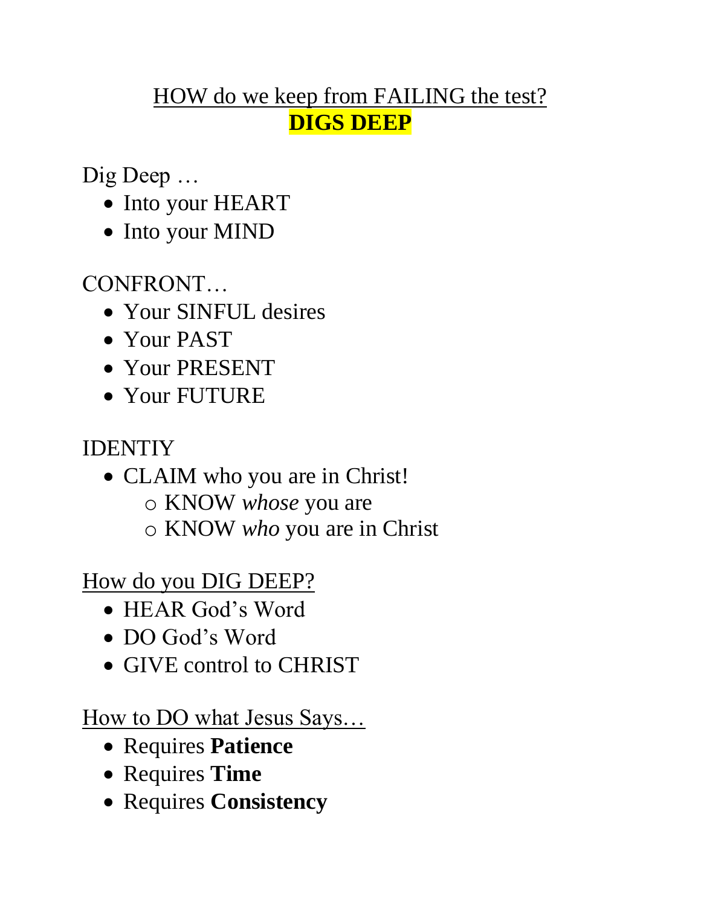<u>HOW do we keep from FAILING the test?</u>

**DIGS DEEP**

Dig Deep …

- Into your HEART
- Into your MIND

CONFRONT…

- Your SINFUL desires
- Your PAST
- Your PRESENT
- Your FUTURE

IDENTIY

- CLAIM who you are in Christ!
  - KNOW *whose* you are
  - KNOW *who* you are in Christ

<u>How do you DIG DEEP?</u>

- HEAR God's Word
- DO God's Word
- GIVE control to CHRIST

<u>How to DO what Jesus Says…</u>

- Requires **Patience**
- Requires **Time**
- Requires **Consistency**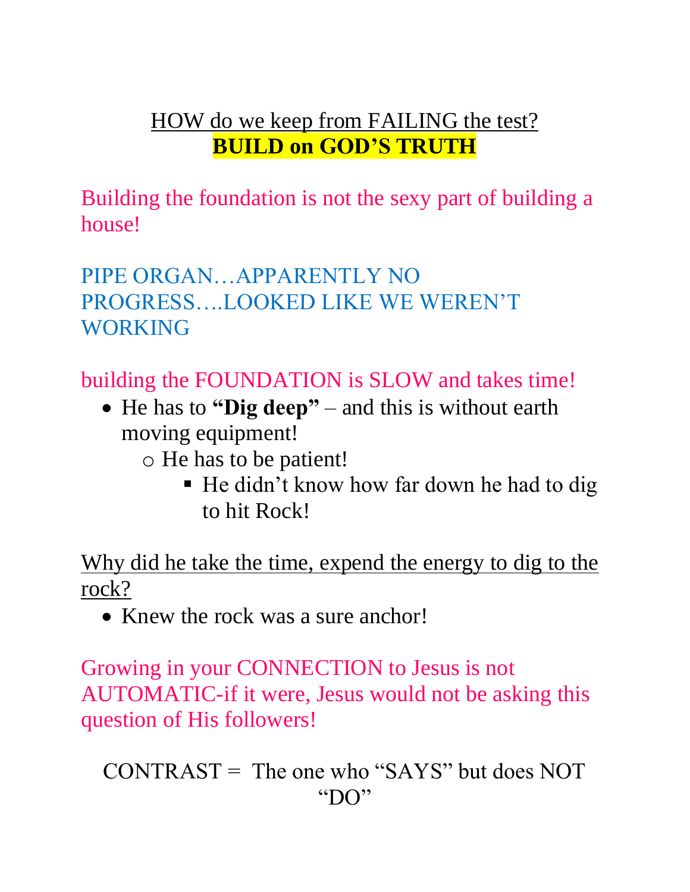<u>HOW do we keep from FAILING the test?</u>
**BUILD on GOD'S TRUTH**

Building the foundation is not the sexy part of building a house!

PIPE ORGAN…APPARENTLY NO PROGRESS….LOOKED LIKE WE WEREN'T WORKING

building the FOUNDATION is SLOW and takes time!

- He has to **"Dig deep"** – and this is without earth moving equipment!
  - He has to be patient!
    - He didn't know how far down he had to dig to hit Rock!

<u>Why did he take the time, expend the energy to dig to the rock?</u>

- Knew the rock was a sure anchor!

Growing in your CONNECTION to Jesus is not AUTOMATIC-if it were, Jesus would not be asking this question of His followers!

CONTRAST = The one who "SAYS" but does NOT "DO"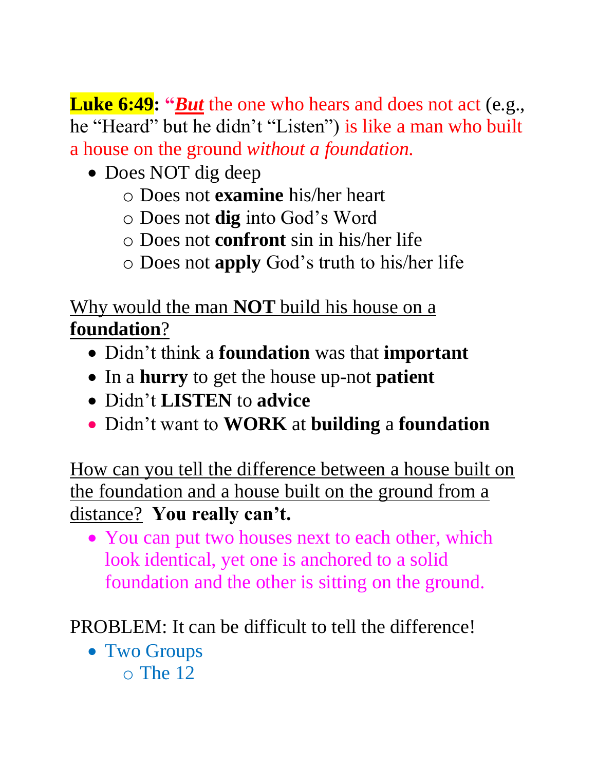**Luke 6:49**: **"*__But__*** the one who hears and does not act (e.g., he "Heard" but he didn't "Listen") is like a man who built a house on the ground *without a foundation.*

- Does NOT dig deep
  - Does not **examine** his/her heart
  - Does not **dig** into God's Word
  - Does not **confront** sin in his/her life
  - Does not **apply** God's truth to his/her life

<u>Why would the man **NOT** build his house on a **foundation**?</u>

- Didn't think a **foundation** was that **important**
- In a **hurry** to get the house up-not **patient**
- Didn't **LISTEN** to **advice**
- Didn't want to **WORK** at **building** a **foundation**

<u>How can you tell the difference between a house built on the foundation and a house built on the ground from a distance?</u> **You really can't.**

- You can put two houses next to each other, which look identical, yet one is anchored to a solid foundation and the other is sitting on the ground.

PROBLEM: It can be difficult to tell the difference!

- Two Groups
  - The 12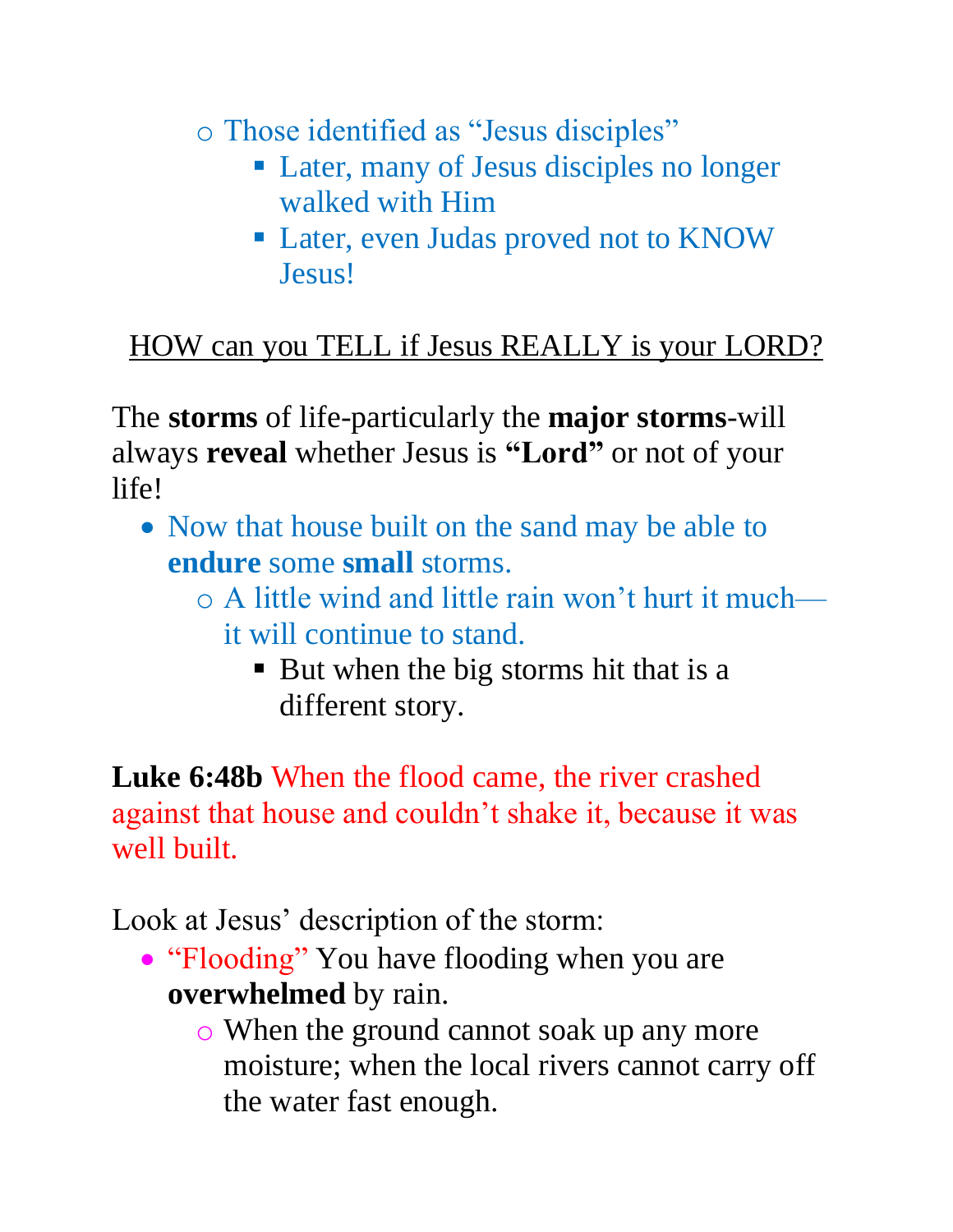- Those identified as "Jesus disciples"
  - Later, many of Jesus disciples no longer walked with Him
  - Later, even Judas proved not to KNOW Jesus!

<u>HOW can you TELL if Jesus REALLY is your LORD?</u>

The **storms** of life-particularly the **major storms**-will always **reveal** whether Jesus is **"Lord"** or not of your life!

- Now that house built on the sand may be able to **endure** some **small** storms.
  - A little wind and little rain won't hurt it much—it will continue to stand.
    - But when the big storms hit that is a different story.

**Luke 6:48b** When the flood came, the river crashed against that house and couldn't shake it, because it was well built.

Look at Jesus' description of the storm:

- "Flooding" You have flooding when you are **overwhelmed** by rain.
  - When the ground cannot soak up any more moisture; when the local rivers cannot carry off the water fast enough.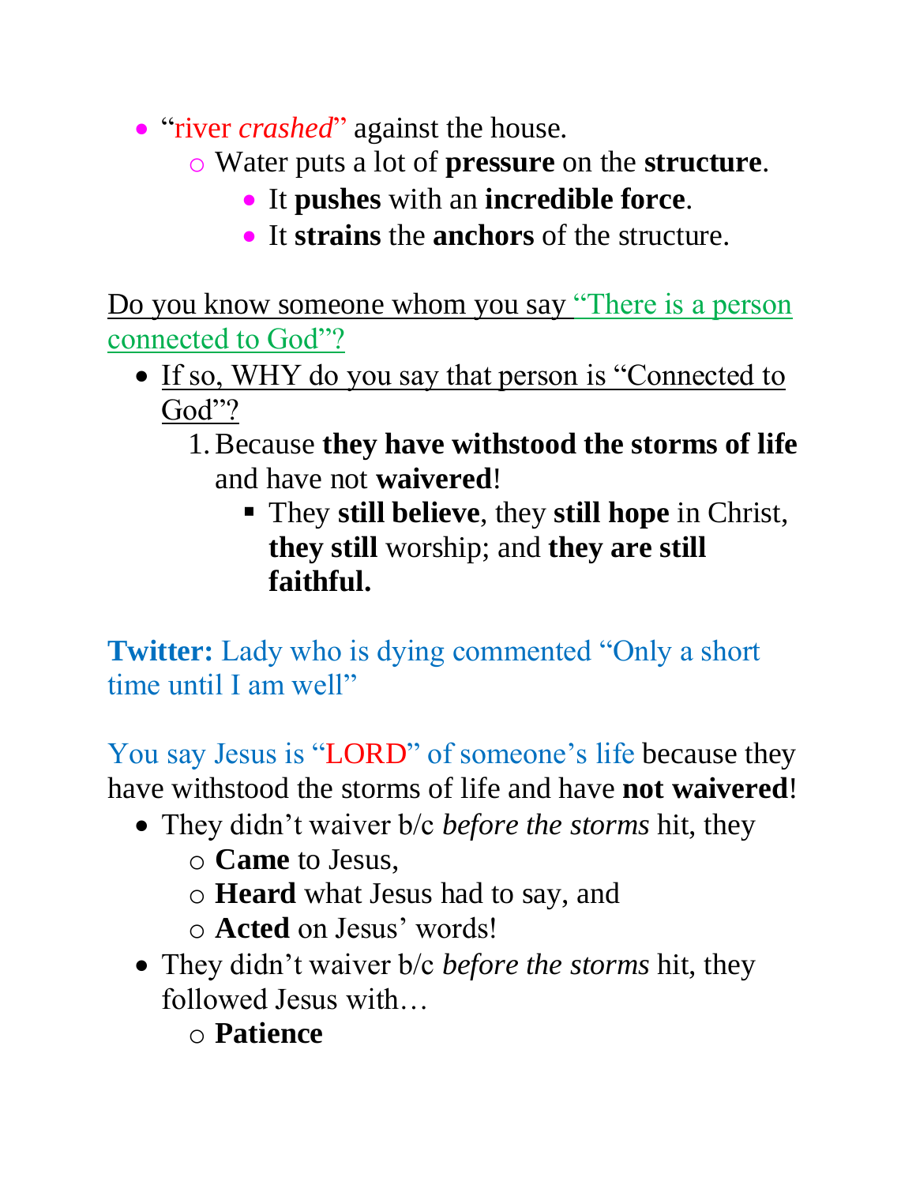- "river *crashed*" against the house.
    - Water puts a lot of **pressure** on the **structure**.
        - It **pushes** with an **incredible force**.
        - It **strains** the **anchors** of the structure.

<u>Do you know someone whom you say "There is a person connected to God"?</u>

- <u>If so, WHY do you say that person is "Connected to God"?</u>
    1. Because **they have withstood the storms of life** and have not **waivered**!
        - They **still believe**, they **still hope** in Christ, **they still** worship; and **they are still faithful.**

**Twitter:** Lady who is dying commented "Only a short time until I am well"

You say Jesus is "LORD" of someone's life because they have withstood the storms of life and have **not waivered**!

- They didn't waiver b/c *before the storms* hit, they
    - **Came** to Jesus,
    - **Heard** what Jesus had to say, and
    - **Acted** on Jesus' words!
- They didn't waiver b/c *before the storms* hit, they followed Jesus with…
    - **Patience**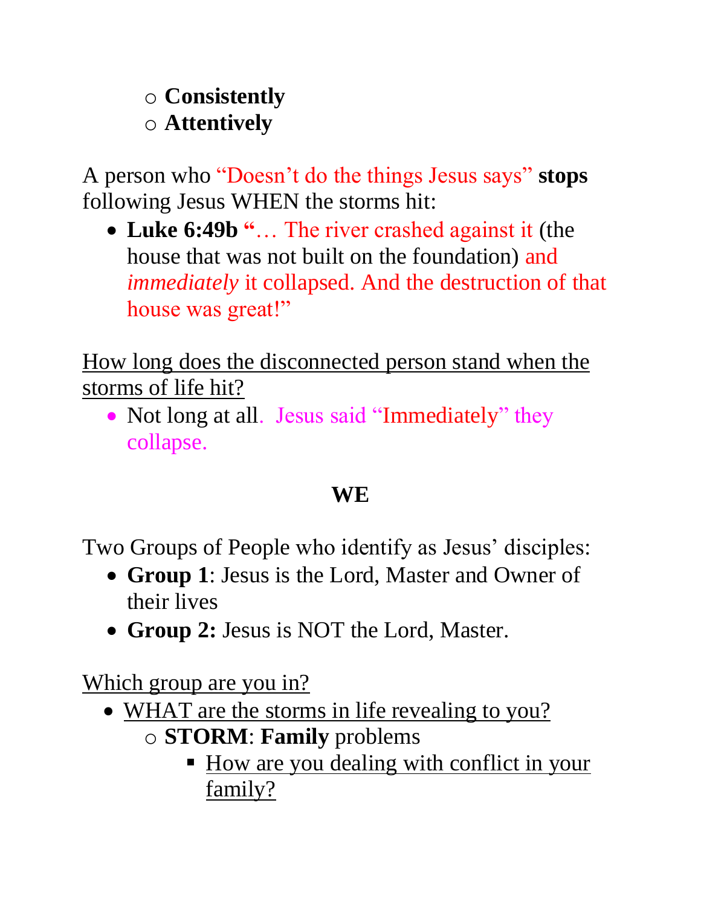- **Consistently**
- **Attentively**

A person who "Doesn't do the things Jesus says" **stops** following Jesus WHEN the storms hit:

- **Luke 6:49b "**… The river crashed against it (the house that was not built on the foundation) and *immediately* it collapsed. And the destruction of that house was great!"

How long does the disconnected person stand when the storms of life hit?

- Not long at all. Jesus said "Immediately" they collapse.

**WE**

Two Groups of People who identify as Jesus' disciples:

- **Group 1**: Jesus is the Lord, Master and Owner of their lives
- **Group 2:** Jesus is NOT the Lord, Master.

Which group are you in?

- WHAT are the storms in life revealing to you?
  - **STORM**: **Family** problems
    - How are you dealing with conflict in your family?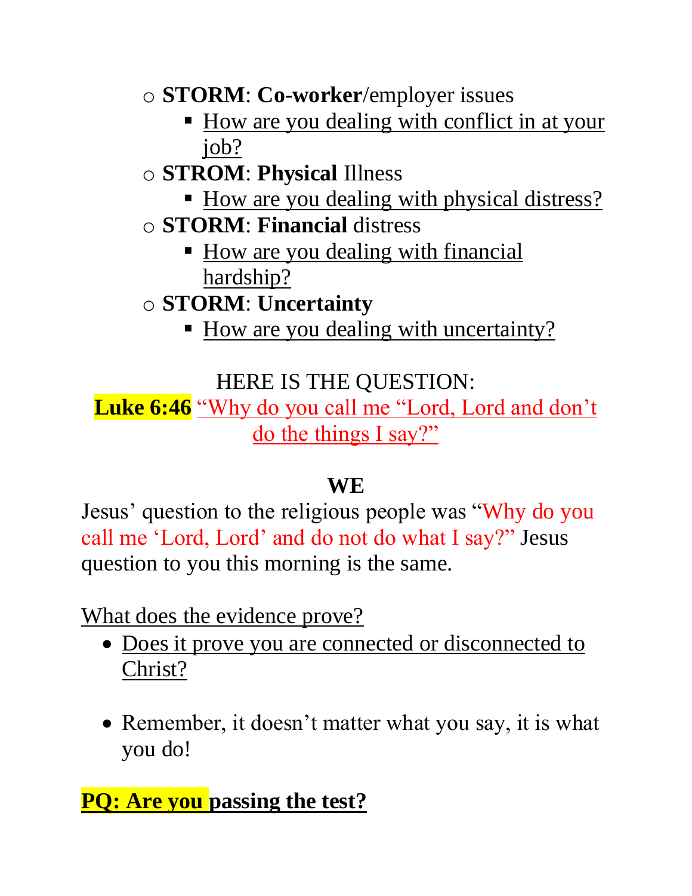- **STORM**: **Co-worker**/employer issues
  - How are you dealing with conflict in at your job?
- **STROM**: **Physical** Illness
  - How are you dealing with physical distress?
- **STORM**: **Financial** distress
  - How are you dealing with financial hardship?
- **STORM**: **Uncertainty**
  - How are you dealing with uncertainty?

HERE IS THE QUESTION:

**Luke 6:46** "Why do you call me "Lord, Lord and don't do the things I say?"

**WE**

Jesus' question to the religious people was "Why do you call me 'Lord, Lord' and do not do what I say?" Jesus question to you this morning is the same.

What does the evidence prove?

- Does it prove you are connected or disconnected to Christ?

- Remember, it doesn't matter what you say, it is what you do!

**PQ: Are you passing the test?**